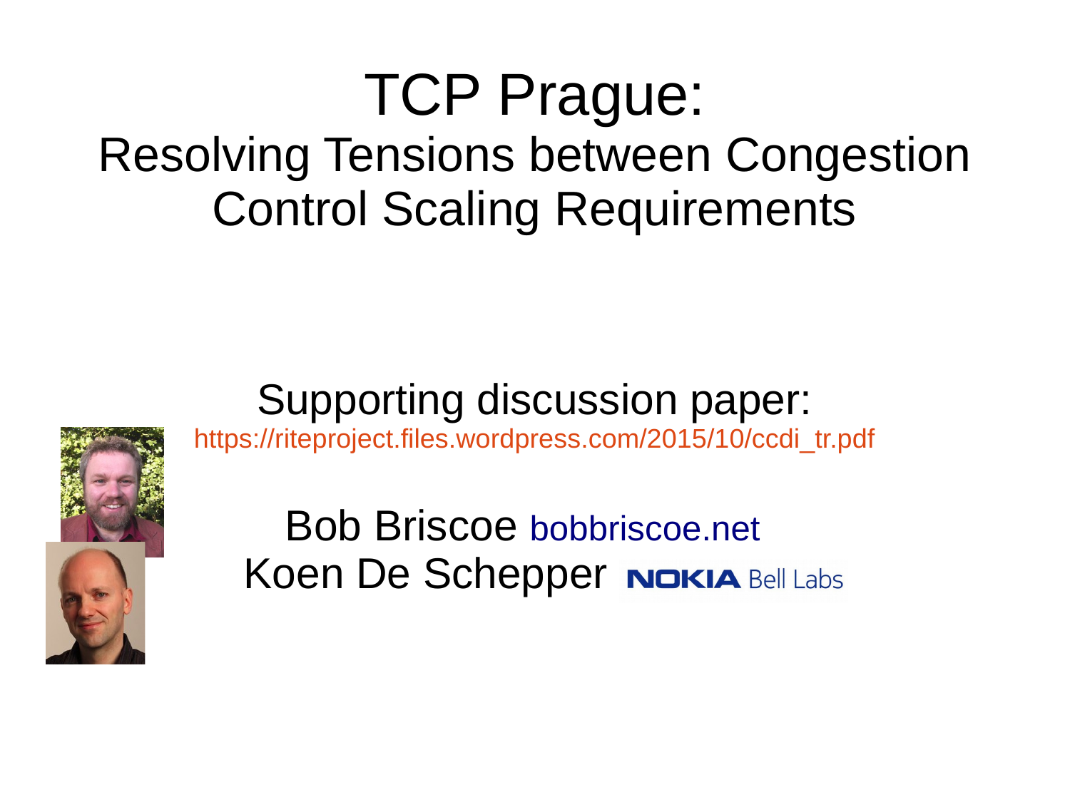# TCP Prague:

## Resolving Tensions between Congestion Control Scaling Requirements

Supporting discussion paper:

https://riteproject.files.wordpress.com/2015/10/ccdi_tr.pdf

Bob Briscoe bobbriscoe.net

Koen De Schepper NOKIA Bell Labs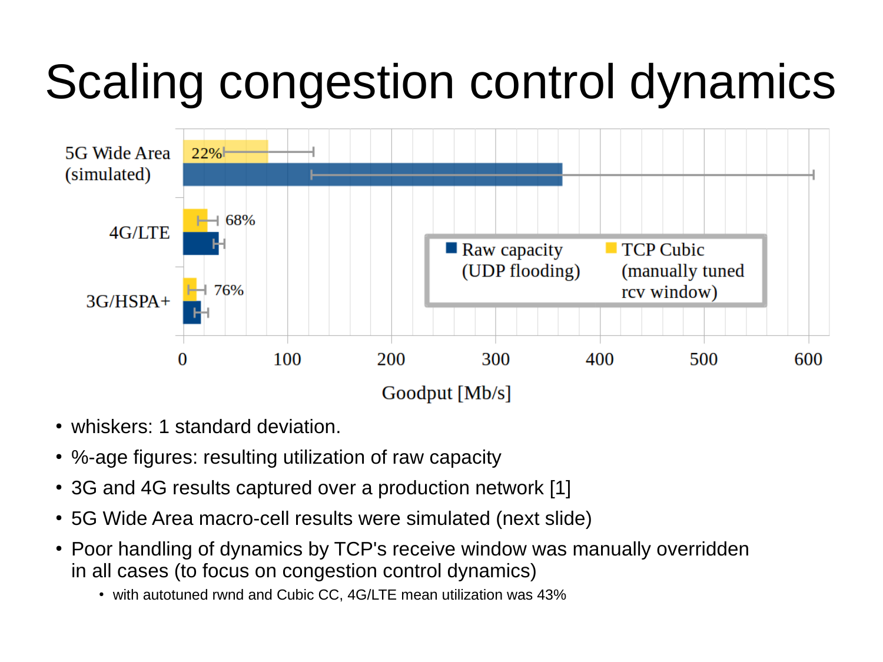# Scaling congestion control dynamics

- whiskers: 1 standard deviation.
- %-age figures: resulting utilization of raw capacity
- 3G and 4G results captured over a production network [1]
- 5G Wide Area macro-cell results were simulated (next slide)
- Poor handling of dynamics by TCP's receive window was manually overridden in all cases (to focus on congestion control dynamics)
  - with autotuned rwnd and Cubic CC, 4G/LTE mean utilization was 43%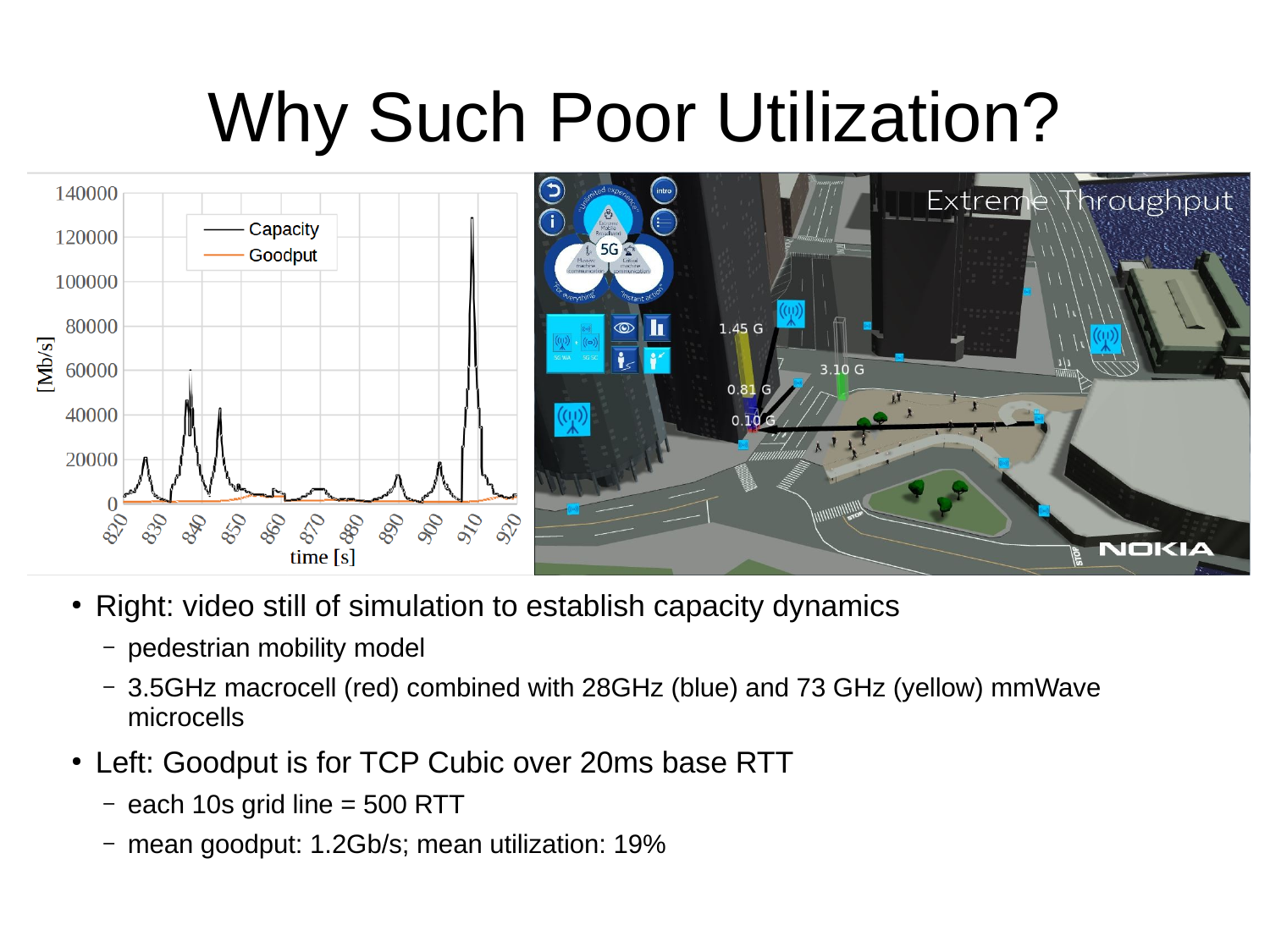# Why Such Poor Utilization?

- Right: video still of simulation to establish capacity dynamics
  - pedestrian mobility model
  - 3.5GHz macrocell (red) combined with 28GHz (blue) and 73 GHz (yellow) mmWave microcells
- Left: Goodput is for TCP Cubic over 20ms base RTT
  - each 10s grid line = 500 RTT
  - mean goodput: 1.2Gb/s; mean utilization: 19%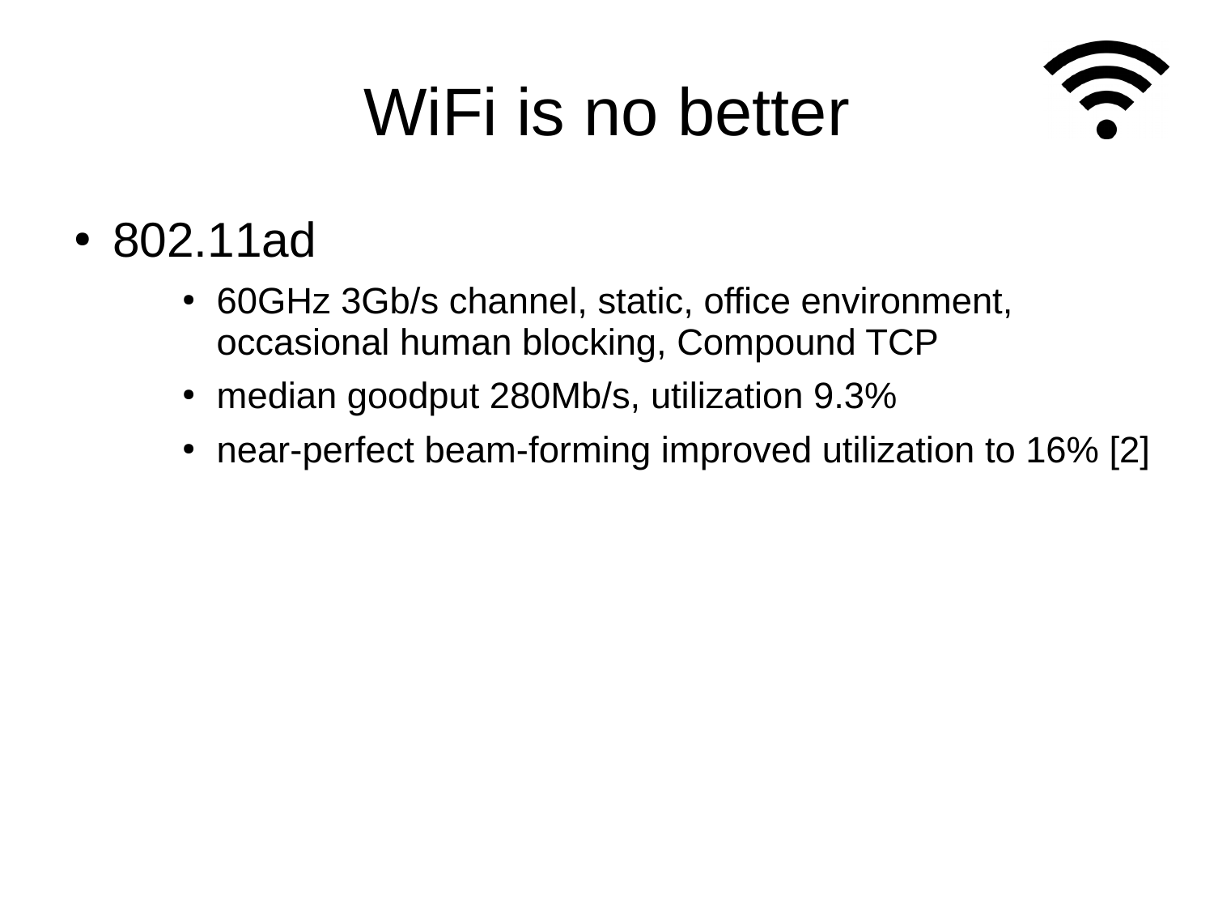# WiFi is no better

- 802.11ad
  - 60GHz 3Gb/s channel, static, office environment, occasional human blocking, Compound TCP
  - median goodput 280Mb/s, utilization 9.3%
  - near-perfect beam-forming improved utilization to 16% [2]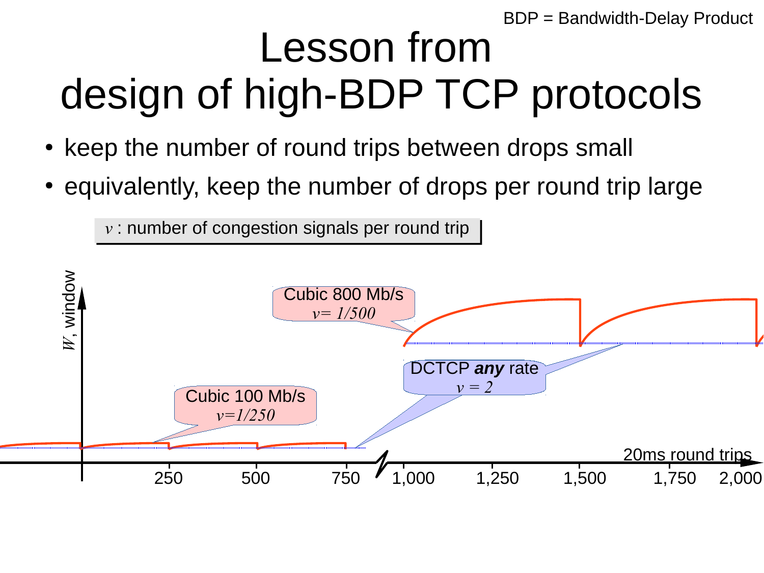BDP = Bandwidth-Delay Product

# Lesson from design of high-BDP TCP protocols

- keep the number of round trips between drops small
- equivalently, keep the number of drops per round trip large

$v$ : number of congestion signals per round trip

$W$, window

Cubic 800 Mb/s $v = 1/500$

DCTCP ***any*** rate $v = 2$

Cubic 100 Mb/s $v = 1/250$

20ms round trips

250 500 750 1,000 1,250 1,500 1,750 2,000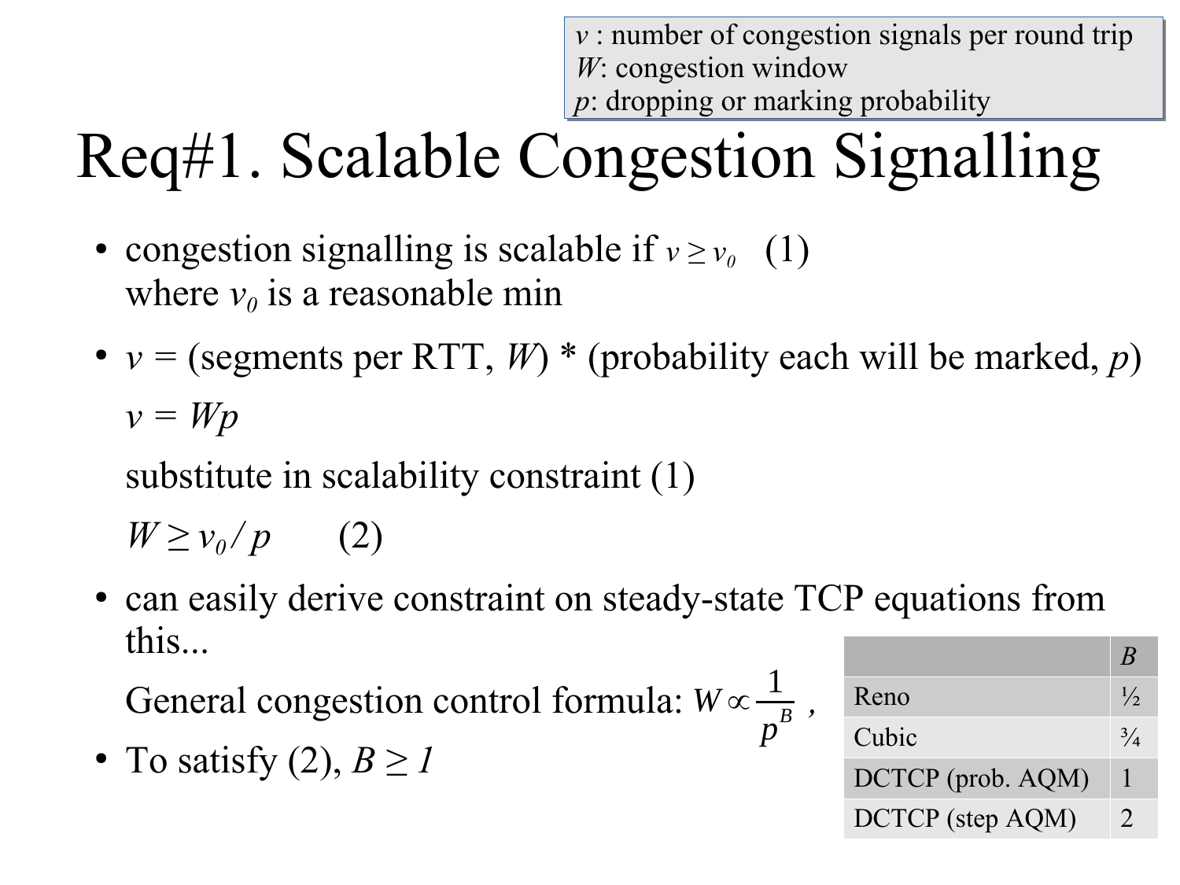$v$ : number of congestion signals per round trip
$W$: congestion window
$p$: dropping or marking probability

# Req#1. Scalable Congestion Signalling

- congestion signalling is scalable if $v \geq v_0$ (1)
  where $v_0$ is a reasonable min
- $v$ = (segments per RTT, $W$) * (probability each will be marked, $p$)

  $v = Wp$

  substitute in scalability constraint (1)

  $W \geq v_0 / p$ (2)
- can easily derive constraint on steady-state TCP equations from this...

  General congestion control formula: $W \propto \frac{1}{p^B}$ ,
- To satisfy (2), $B \geq 1$

| | $B$ |
|---|---|
| Reno | ½ |
| Cubic | ¾ |
| DCTCP (prob. AQM) | 1 |
| DCTCP (step AQM) | 2 |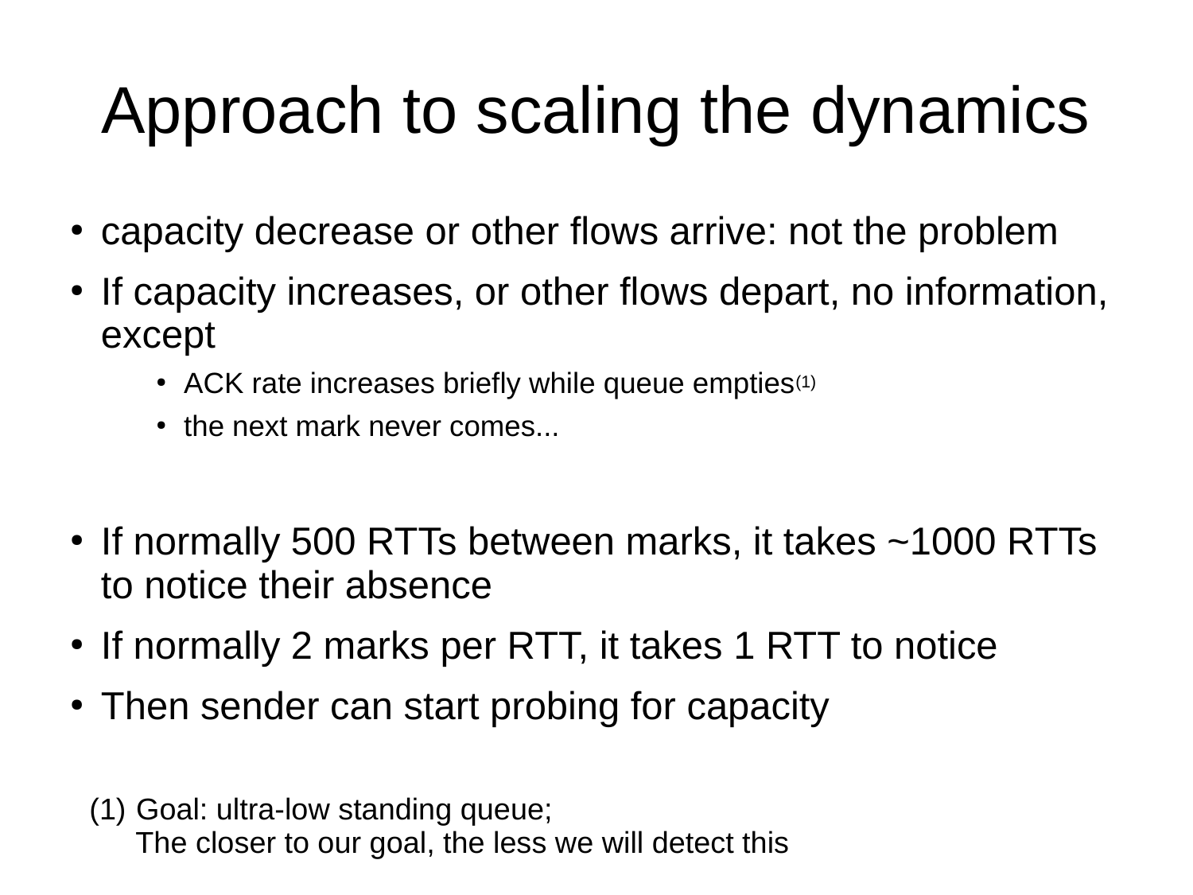# Approach to scaling the dynamics

- capacity decrease or other flows arrive: not the problem
- If capacity increases, or other flows depart, no information, except
  - ACK rate increases briefly while queue empties[(1)]
  - the next mark never comes...

- If normally 500 RTTs between marks, it takes ~1000 RTTs to notice their absence
- If normally 2 marks per RTT, it takes 1 RTT to notice
- Then sender can start probing for capacity

(1) Goal: ultra-low standing queue;
The closer to our goal, the less we will detect this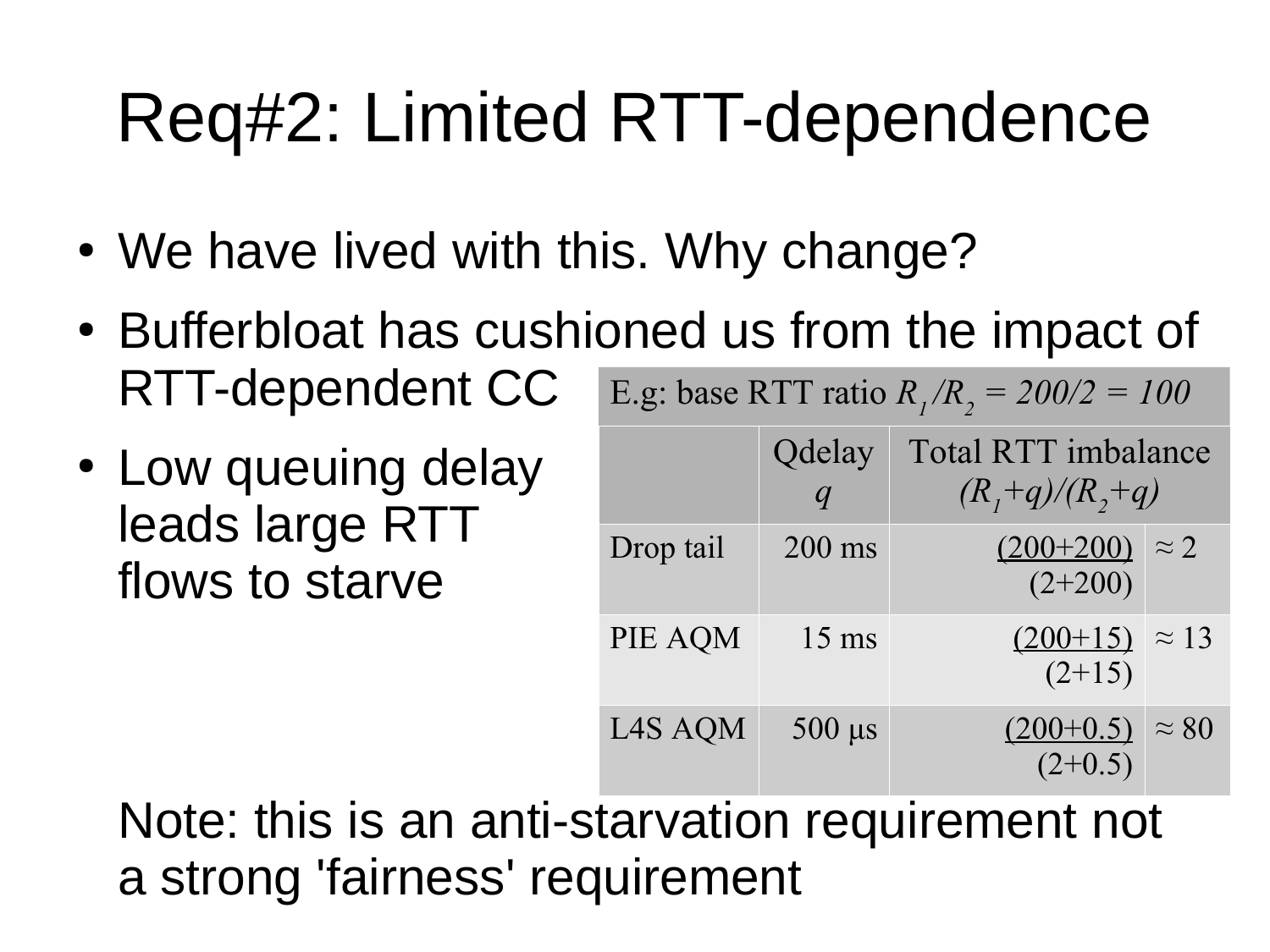# Req#2: Limited RTT-dependence

- We have lived with this. Why change?
- Bufferbloat has cushioned us from the impact of RTT-dependent CC
- Low queuing delay leads large RTT flows to starve

| E.g: base RTT ratio $R_1/R_2 = 200/2 = 100$ | | | |
|---|---|---|---|
| | Qdelay $q$ | Total RTT imbalance $(R_1+q)/(R_2+q)$ | |
| Drop tail | 200 ms | $\frac{(200+200)}{(2+200)}$ | ≈ 2 |
| PIE AQM | 15 ms | $\frac{(200+15)}{(2+15)}$ | ≈ 13 |
| L4S AQM | 500 μs | $\frac{(200+0.5)}{(2+0.5)}$ | ≈ 80 |

Note: this is an anti-starvation requirement not a strong 'fairness' requirement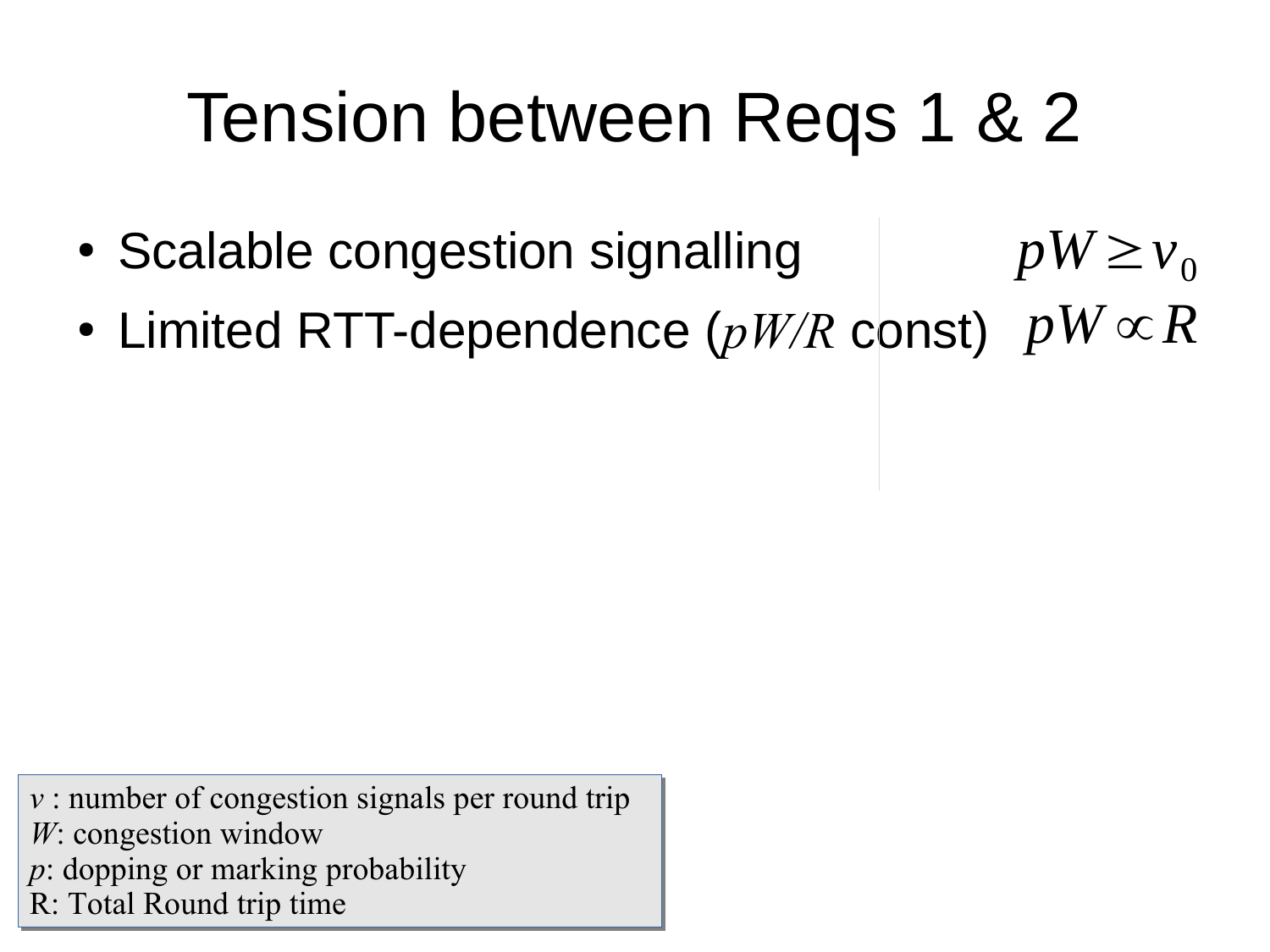# Tension between Reqs 1 & 2

- Scalable congestion signalling $pW \geq v_0$
- Limited RTT-dependence ($pW/R$ const) $pW \propto R$

$v$ : number of congestion signals per round trip
$W$: congestion window
$p$: dopping or marking probability
R: Total Round trip time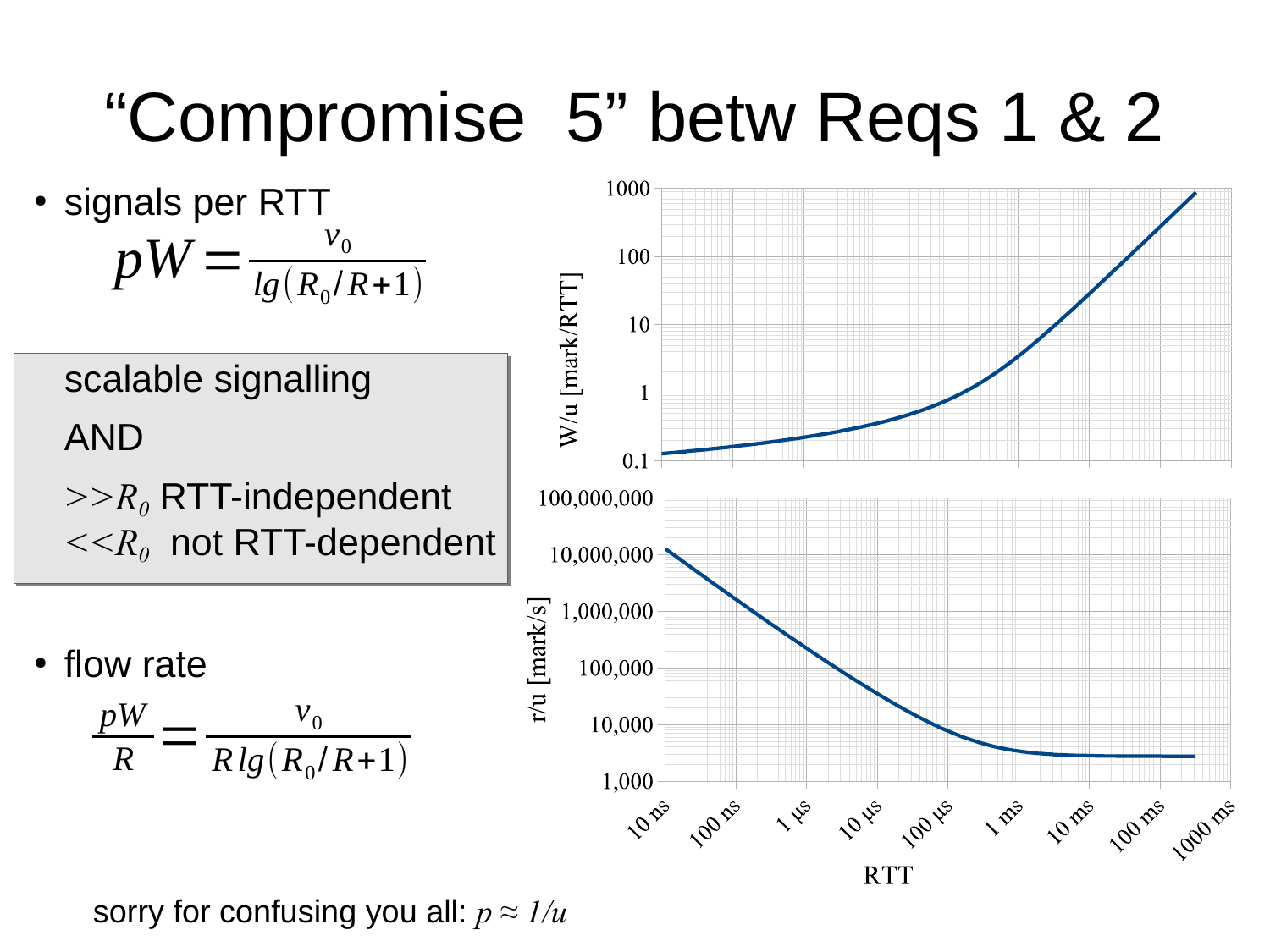# "Compromise 5" betw Reqs 1 & 2

- signals per RTT

$$pW = \frac{v_0}{lg(R_0/R+1)}$$

scalable signalling

AND

$>>R_0$ RTT-independent

$<<R_0$ not RTT-dependent

- flow rate

$$\frac{pW}{R} = \frac{v_0}{R\,lg(R_0/R+1)}$$

sorry for confusing you all: $p \approx 1/u$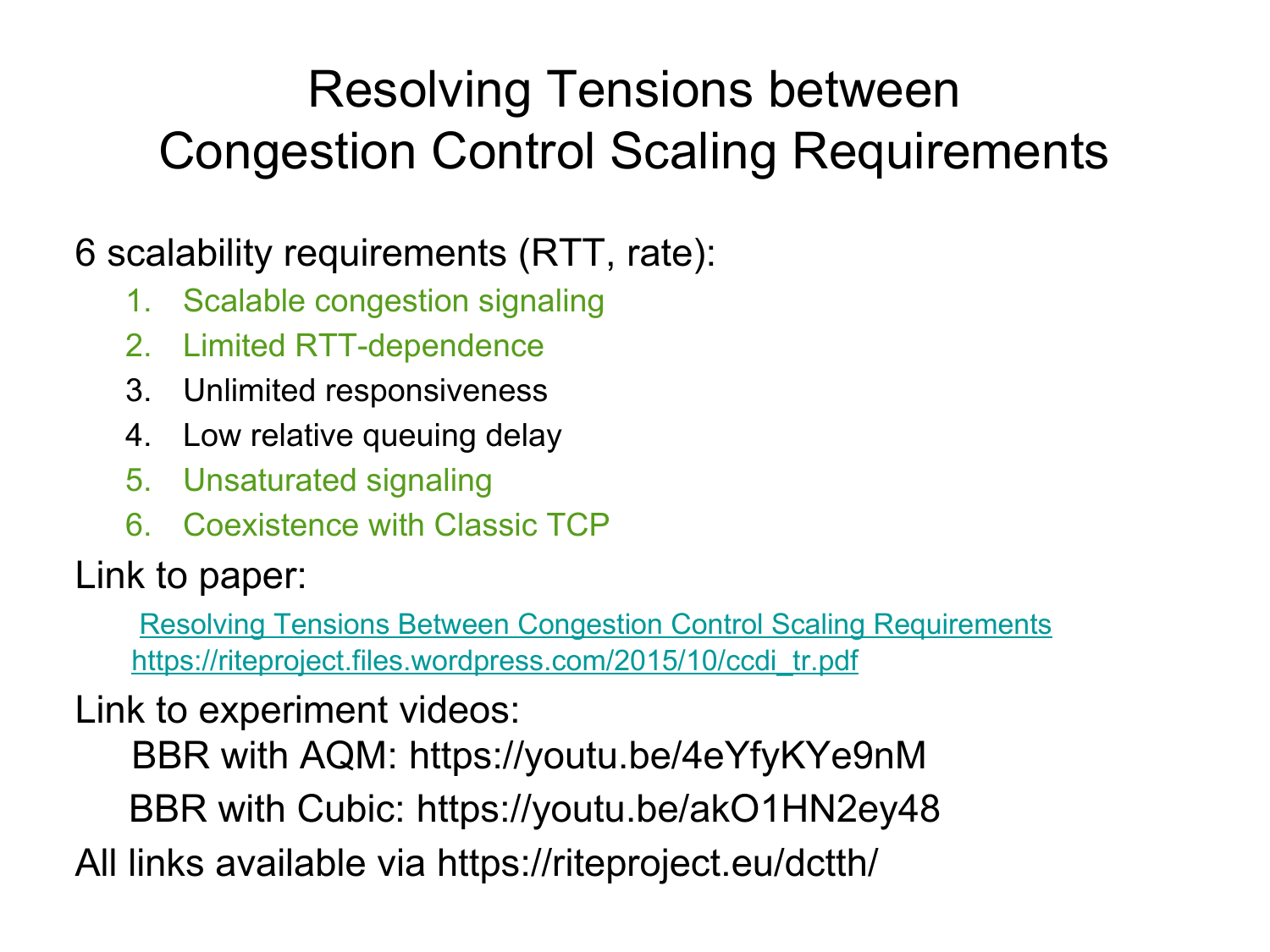# Resolving Tensions between Congestion Control Scaling Requirements

6 scalability requirements (RTT, rate):

1. Scalable congestion signaling
2. Limited RTT-dependence
3. Unlimited responsiveness
4. Low relative queuing delay
5. Unsaturated signaling
6. Coexistence with Classic TCP

Link to paper:

[Resolving Tensions Between Congestion Control Scaling Requirements](https://riteproject.files.wordpress.com/2015/10/ccdi_tr.pdf)
https://riteproject.files.wordpress.com/2015/10/ccdi_tr.pdf

Link to experiment videos:

BBR with AQM: https://youtu.be/4eYfyKYe9nM

BBR with Cubic: https://youtu.be/akO1HN2ey48

All links available via https://riteproject.eu/dctth/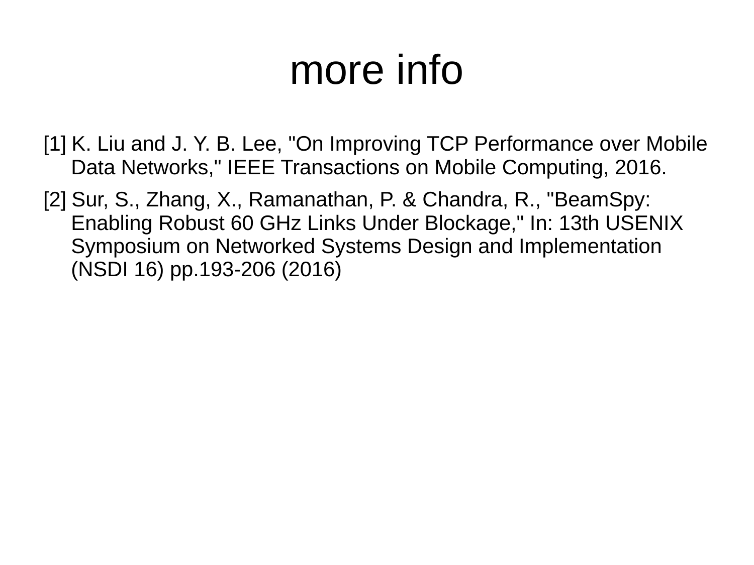# more info

[1] K. Liu and J. Y. B. Lee, "On Improving TCP Performance over Mobile Data Networks," IEEE Transactions on Mobile Computing, 2016.

[2] Sur, S., Zhang, X., Ramanathan, P. & Chandra, R., "BeamSpy: Enabling Robust 60 GHz Links Under Blockage," In: 13th USENIX Symposium on Networked Systems Design and Implementation (NSDI 16) pp.193-206 (2016)